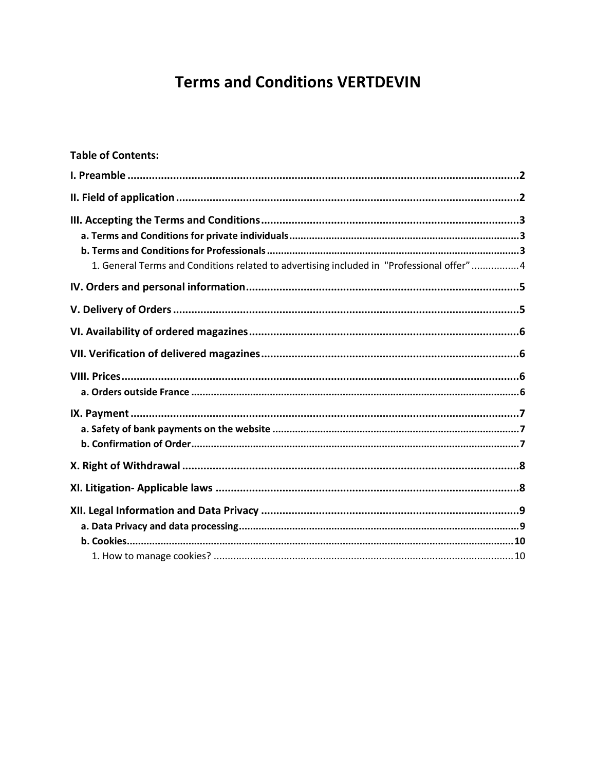# Terms and Conditions VERTDEVIN

**Table of Contents:**

**I. Preamble** .......... 2

**II. Field of application** .......... 2

**III. Accepting the Terms and Conditions** .......... 3

- **a. Terms and Conditions for private individuals** .......... 3
- **b. Terms and Conditions for Professionals** .......... 3
  - 1. General Terms and Conditions related to advertising included in "Professional offer" .......... 4

**IV. Orders and personal information** .......... 5

**V. Delivery of Orders** .......... 5

**VI. Availability of ordered magazines** .......... 6

**VII. Verification of delivered magazines** .......... 6

**VIII. Prices** .......... 6

- **a. Orders outside France** .......... 6

**IX. Payment** .......... 7

- **a. Safety of bank payments on the website** .......... 7
- **b. Confirmation of Order** .......... 7

**X. Right of Withdrawal** .......... 8

**XI. Litigation- Applicable laws** .......... 8

**XII. Legal Information and Data Privacy** .......... 9

- **a. Data Privacy and data processing** .......... 9
- **b. Cookies** .......... 10
  - 1. How to manage cookies? .......... 10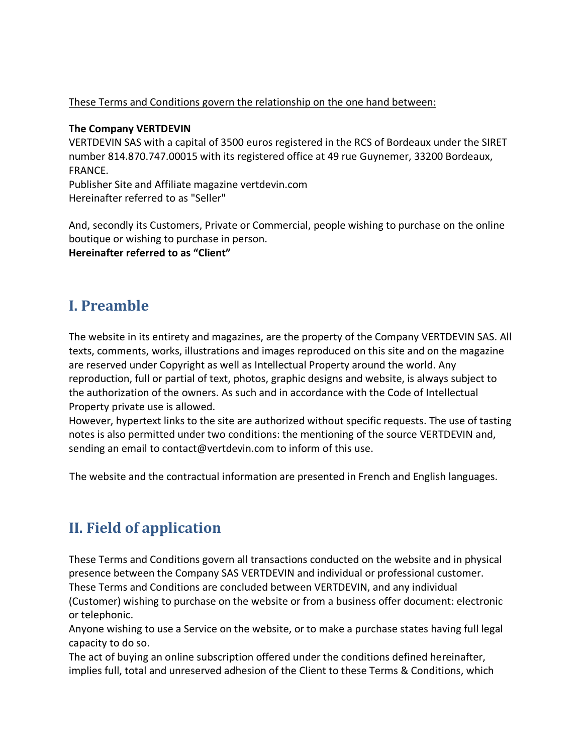<u>These Terms and Conditions govern the relationship on the one hand between:</u>

**The Company VERTDEVIN**
VERTDEVIN SAS with a capital of 3500 euros registered in the RCS of Bordeaux under the SIRET number 814.870.747.00015 with its registered office at 49 rue Guynemer, 33200 Bordeaux, FRANCE.
Publisher Site and Affiliate magazine vertdevin.com
Hereinafter referred to as "Seller"

And, secondly its Customers, Private or Commercial, people wishing to purchase on the online boutique or wishing to purchase in person.
**Hereinafter referred to as “Client”**

## I. Preamble

The website in its entirety and magazines, are the property of the Company VERTDEVIN SAS. All texts, comments, works, illustrations and images reproduced on this site and on the magazine are reserved under Copyright as well as Intellectual Property around the world. Any reproduction, full or partial of text, photos, graphic designs and website, is always subject to the authorization of the owners. As such and in accordance with the Code of Intellectual Property private use is allowed.
However, hypertext links to the site are authorized without specific requests. The use of tasting notes is also permitted under two conditions: the mentioning of the source VERTDEVIN and, sending an email to contact@vertdevin.com to inform of this use.

The website and the contractual information are presented in French and English languages.

## II. Field of application

These Terms and Conditions govern all transactions conducted on the website and in physical presence between the Company SAS VERTDEVIN and individual or professional customer.
These Terms and Conditions are concluded between VERTDEVIN, and any individual (Customer) wishing to purchase on the website or from a business offer document: electronic or telephonic.
Anyone wishing to use a Service on the website, or to make a purchase states having full legal capacity to do so.
The act of buying an online subscription offered under the conditions defined hereinafter, implies full, total and unreserved adhesion of the Client to these Terms & Conditions, which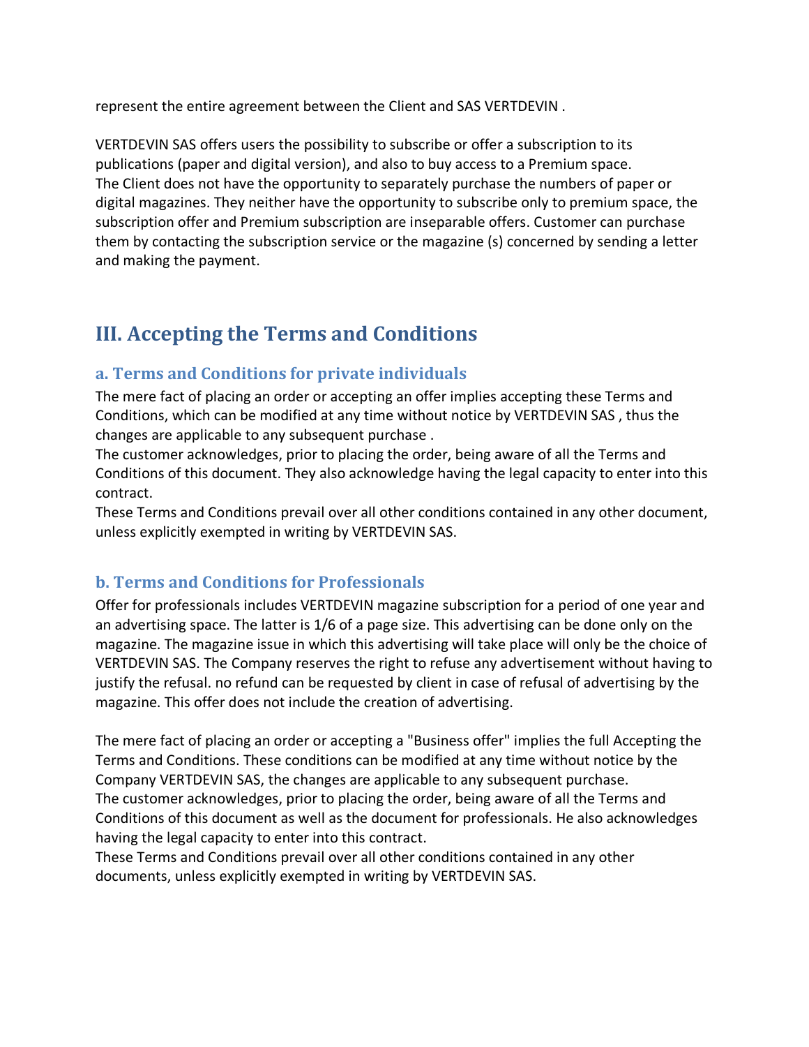represent the entire agreement between the Client and SAS VERTDEVIN .

VERTDEVIN SAS offers users the possibility to subscribe or offer a subscription to its publications (paper and digital version), and also to buy access to a Premium space.
The Client does not have the opportunity to separately purchase the numbers of paper or digital magazines. They neither have the opportunity to subscribe only to premium space, the subscription offer and Premium subscription are inseparable offers. Customer can purchase them by contacting the subscription service or the magazine (s) concerned by sending a letter and making the payment.

# III. Accepting the Terms and Conditions

## a. Terms and Conditions for private individuals

The mere fact of placing an order or accepting an offer implies accepting these Terms and Conditions, which can be modified at any time without notice by VERTDEVIN SAS , thus the changes are applicable to any subsequent purchase .
The customer acknowledges, prior to placing the order, being aware of all the Terms and Conditions of this document. They also acknowledge having the legal capacity to enter into this contract.
These Terms and Conditions prevail over all other conditions contained in any other document, unless explicitly exempted in writing by VERTDEVIN SAS.

## b. Terms and Conditions for Professionals

Offer for professionals includes VERTDEVIN magazine subscription for a period of one year and an advertising space. The latter is 1/6 of a page size. This advertising can be done only on the magazine. The magazine issue in which this advertising will take place will only be the choice of VERTDEVIN SAS. The Company reserves the right to refuse any advertisement without having to justify the refusal. no refund can be requested by client in case of refusal of advertising by the magazine. This offer does not include the creation of advertising.

The mere fact of placing an order or accepting a "Business offer" implies the full Accepting the Terms and Conditions. These conditions can be modified at any time without notice by the Company VERTDEVIN SAS, the changes are applicable to any subsequent purchase.
The customer acknowledges, prior to placing the order, being aware of all the Terms and Conditions of this document as well as the document for professionals. He also acknowledges having the legal capacity to enter into this contract.
These Terms and Conditions prevail over all other conditions contained in any other documents, unless explicitly exempted in writing by VERTDEVIN SAS.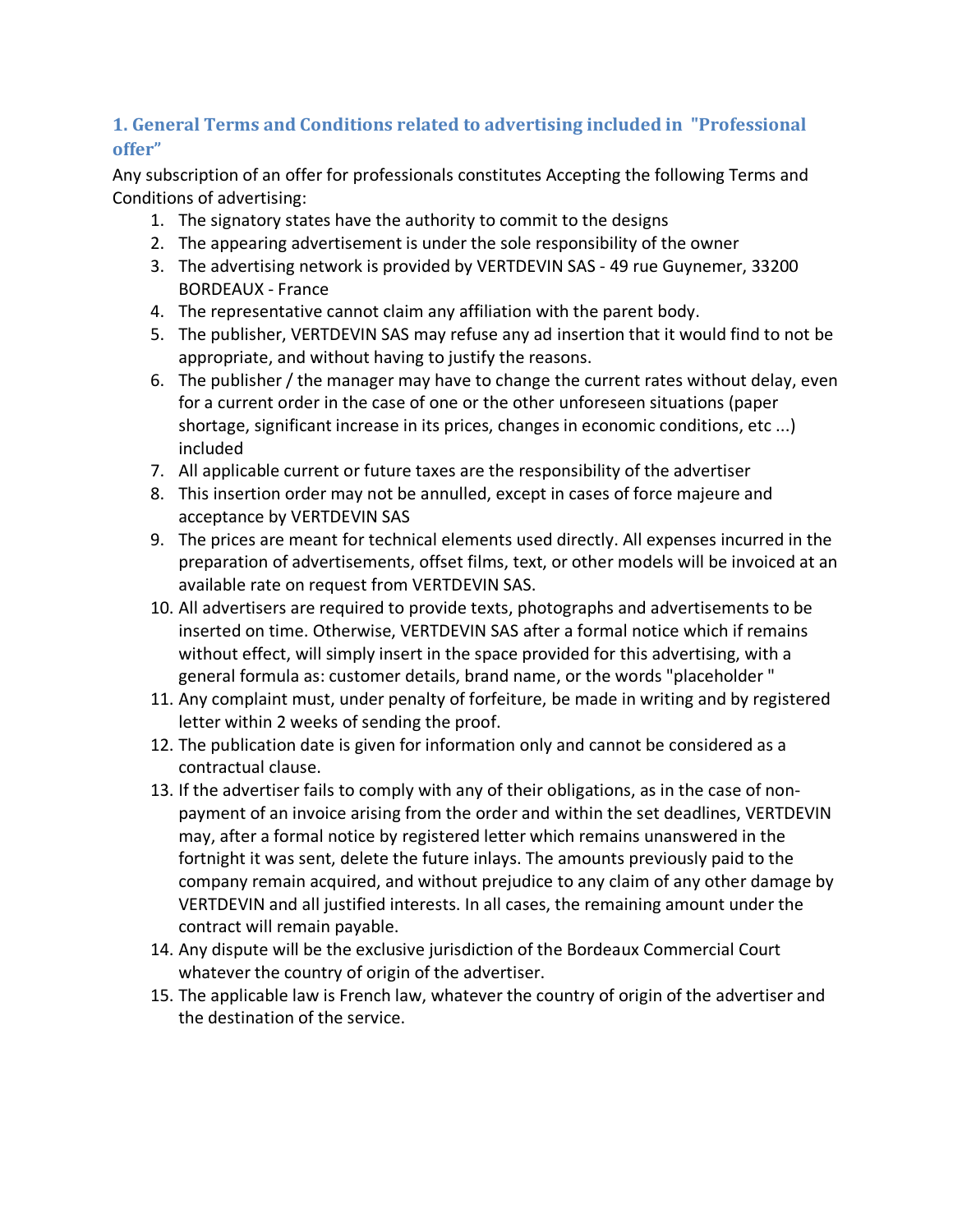## 1. General Terms and Conditions related to advertising included in "Professional offer"

Any subscription of an offer for professionals constitutes Accepting the following Terms and Conditions of advertising:

1. The signatory states have the authority to commit to the designs
2. The appearing advertisement is under the sole responsibility of the owner
3. The advertising network is provided by VERTDEVIN SAS - 49 rue Guynemer, 33200 BORDEAUX - France
4. The representative cannot claim any affiliation with the parent body.
5. The publisher, VERTDEVIN SAS may refuse any ad insertion that it would find to not be appropriate, and without having to justify the reasons.
6. The publisher / the manager may have to change the current rates without delay, even for a current order in the case of one or the other unforeseen situations (paper shortage, significant increase in its prices, changes in economic conditions, etc ...) included
7. All applicable current or future taxes are the responsibility of the advertiser
8. This insertion order may not be annulled, except in cases of force majeure and acceptance by VERTDEVIN SAS
9. The prices are meant for technical elements used directly. All expenses incurred in the preparation of advertisements, offset films, text, or other models will be invoiced at an available rate on request from VERTDEVIN SAS.
10. All advertisers are required to provide texts, photographs and advertisements to be inserted on time. Otherwise, VERTDEVIN SAS after a formal notice which if remains without effect, will simply insert in the space provided for this advertising, with a general formula as: customer details, brand name, or the words "placeholder "
11. Any complaint must, under penalty of forfeiture, be made in writing and by registered letter within 2 weeks of sending the proof.
12. The publication date is given for information only and cannot be considered as a contractual clause.
13. If the advertiser fails to comply with any of their obligations, as in the case of non-payment of an invoice arising from the order and within the set deadlines, VERTDEVIN may, after a formal notice by registered letter which remains unanswered in the fortnight it was sent, delete the future inlays. The amounts previously paid to the company remain acquired, and without prejudice to any claim of any other damage by VERTDEVIN and all justified interests. In all cases, the remaining amount under the contract will remain payable.
14. Any dispute will be the exclusive jurisdiction of the Bordeaux Commercial Court whatever the country of origin of the advertiser.
15. The applicable law is French law, whatever the country of origin of the advertiser and the destination of the service.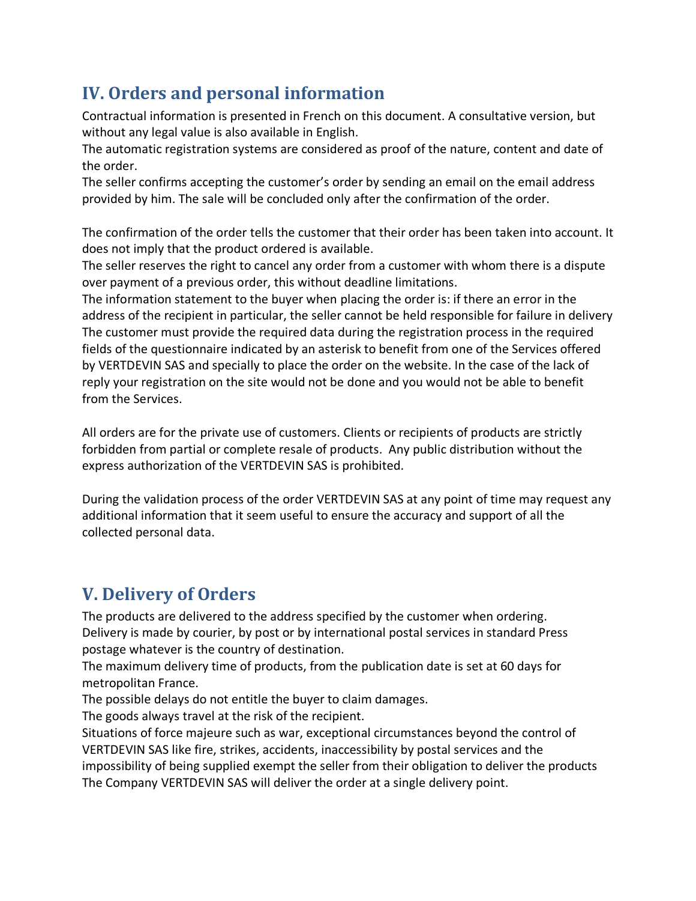## IV. Orders and personal information

Contractual information is presented in French on this document. A consultative version, but without any legal value is also available in English.
The automatic registration systems are considered as proof of the nature, content and date of the order.
The seller confirms accepting the customer's order by sending an email on the email address provided by him. The sale will be concluded only after the confirmation of the order.

The confirmation of the order tells the customer that their order has been taken into account. It does not imply that the product ordered is available.
The seller reserves the right to cancel any order from a customer with whom there is a dispute over payment of a previous order, this without deadline limitations.
The information statement to the buyer when placing the order is: if there an error in the address of the recipient in particular, the seller cannot be held responsible for failure in delivery
The customer must provide the required data during the registration process in the required fields of the questionnaire indicated by an asterisk to benefit from one of the Services offered by VERTDEVIN SAS and specially to place the order on the website. In the case of the lack of reply your registration on the site would not be done and you would not be able to benefit from the Services.

All orders are for the private use of customers. Clients or recipients of products are strictly forbidden from partial or complete resale of products. Any public distribution without the express authorization of the VERTDEVIN SAS is prohibited.

During the validation process of the order VERTDEVIN SAS at any point of time may request any additional information that it seem useful to ensure the accuracy and support of all the collected personal data.

## V. Delivery of Orders

The products are delivered to the address specified by the customer when ordering.
Delivery is made by courier, by post or by international postal services in standard Press postage whatever is the country of destination.
The maximum delivery time of products, from the publication date is set at 60 days for metropolitan France.
The possible delays do not entitle the buyer to claim damages.
The goods always travel at the risk of the recipient.
Situations of force majeure such as war, exceptional circumstances beyond the control of VERTDEVIN SAS like fire, strikes, accidents, inaccessibility by postal services and the impossibility of being supplied exempt the seller from their obligation to deliver the products
The Company VERTDEVIN SAS will deliver the order at a single delivery point.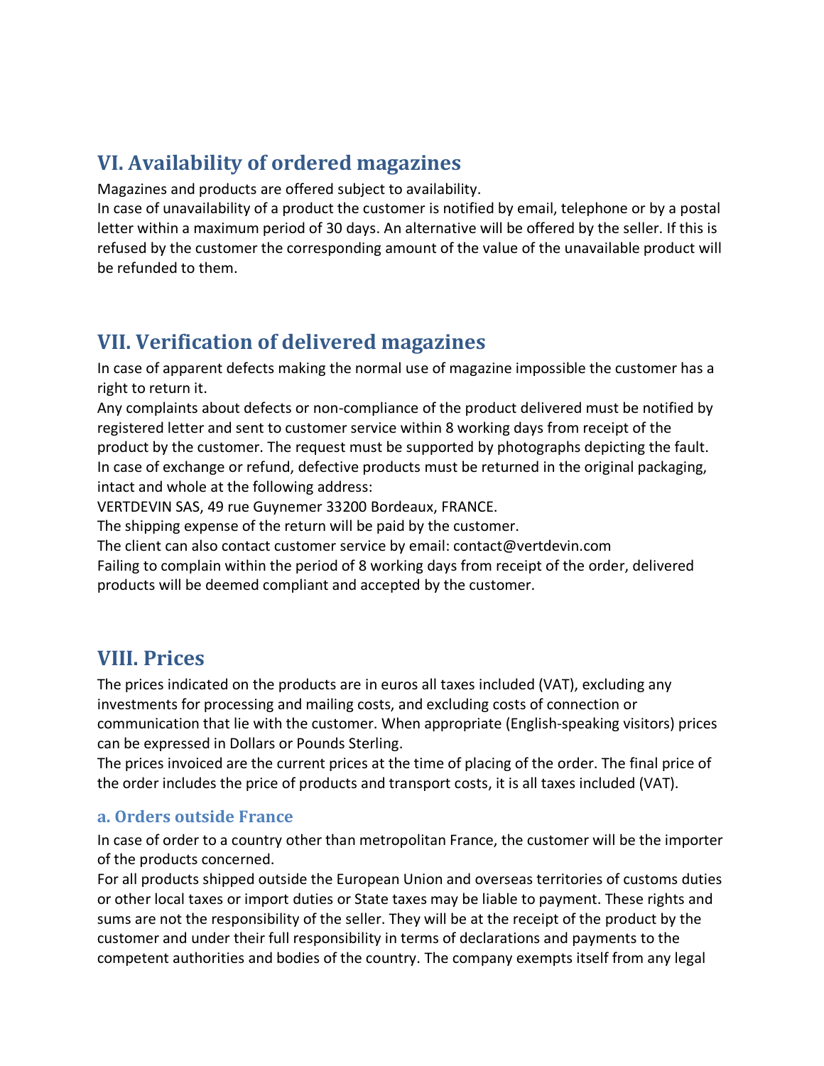## VI. Availability of ordered magazines

Magazines and products are offered subject to availability.
In case of unavailability of a product the customer is notified by email, telephone or by a postal letter within a maximum period of 30 days. An alternative will be offered by the seller. If this is refused by the customer the corresponding amount of the value of the unavailable product will be refunded to them.

## VII. Verification of delivered magazines

In case of apparent defects making the normal use of magazine impossible the customer has a right to return it.
Any complaints about defects or non-compliance of the product delivered must be notified by registered letter and sent to customer service within 8 working days from receipt of the product by the customer. The request must be supported by photographs depicting the fault.
In case of exchange or refund, defective products must be returned in the original packaging, intact and whole at the following address:
VERTDEVIN SAS, 49 rue Guynemer 33200 Bordeaux, FRANCE.
The shipping expense of the return will be paid by the customer.
The client can also contact customer service by email: contact@vertdevin.com
Failing to complain within the period of 8 working days from receipt of the order, delivered products will be deemed compliant and accepted by the customer.

## VIII. Prices

The prices indicated on the products are in euros all taxes included (VAT), excluding any investments for processing and mailing costs, and excluding costs of connection or communication that lie with the customer. When appropriate (English-speaking visitors) prices can be expressed in Dollars or Pounds Sterling.
The prices invoiced are the current prices at the time of placing of the order. The final price of the order includes the price of products and transport costs, it is all taxes included (VAT).

### a. Orders outside France

In case of order to a country other than metropolitan France, the customer will be the importer of the products concerned.
For all products shipped outside the European Union and overseas territories of customs duties or other local taxes or import duties or State taxes may be liable to payment. These rights and sums are not the responsibility of the seller. They will be at the receipt of the product by the customer and under their full responsibility in terms of declarations and payments to the competent authorities and bodies of the country. The company exempts itself from any legal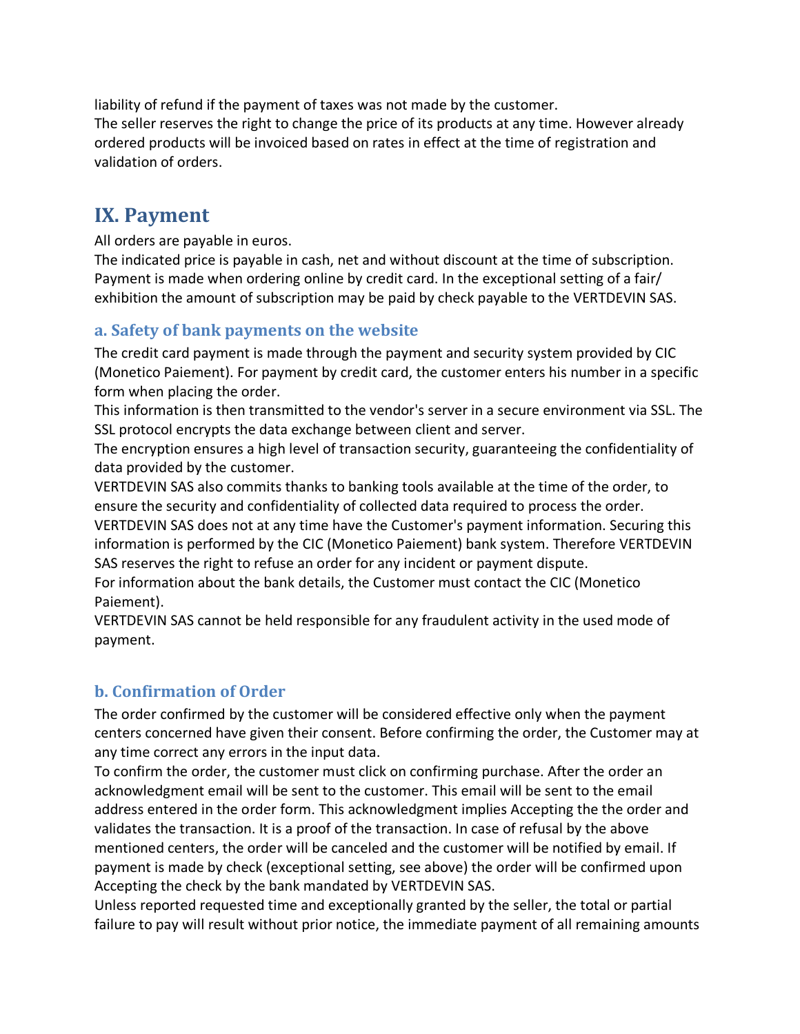liability of refund if the payment of taxes was not made by the customer.
The seller reserves the right to change the price of its products at any time. However already ordered products will be invoiced based on rates in effect at the time of registration and validation of orders.

## IX. Payment

All orders are payable in euros.
The indicated price is payable in cash, net and without discount at the time of subscription. Payment is made when ordering online by credit card. In the exceptional setting of a fair/ exhibition the amount of subscription may be paid by check payable to the VERTDEVIN SAS.

### a. Safety of bank payments on the website

The credit card payment is made through the payment and security system provided by CIC (Monetico Paiement). For payment by credit card, the customer enters his number in a specific form when placing the order.
This information is then transmitted to the vendor's server in a secure environment via SSL. The SSL protocol encrypts the data exchange between client and server.
The encryption ensures a high level of transaction security, guaranteeing the confidentiality of data provided by the customer.
VERTDEVIN SAS also commits thanks to banking tools available at the time of the order, to ensure the security and confidentiality of collected data required to process the order.
VERTDEVIN SAS does not at any time have the Customer's payment information. Securing this information is performed by the CIC (Monetico Paiement) bank system. Therefore VERTDEVIN SAS reserves the right to refuse an order for any incident or payment dispute.
For information about the bank details, the Customer must contact the CIC (Monetico Paiement).
VERTDEVIN SAS cannot be held responsible for any fraudulent activity in the used mode of payment.

### b. Confirmation of Order

The order confirmed by the customer will be considered effective only when the payment centers concerned have given their consent. Before confirming the order, the Customer may at any time correct any errors in the input data.
To confirm the order, the customer must click on confirming purchase. After the order an acknowledgment email will be sent to the customer. This email will be sent to the email address entered in the order form. This acknowledgment implies Accepting the the order and validates the transaction. It is a proof of the transaction. In case of refusal by the above mentioned centers, the order will be canceled and the customer will be notified by email. If payment is made by check (exceptional setting, see above) the order will be confirmed upon Accepting the check by the bank mandated by VERTDEVIN SAS.
Unless reported requested time and exceptionally granted by the seller, the total or partial failure to pay will result without prior notice, the immediate payment of all remaining amounts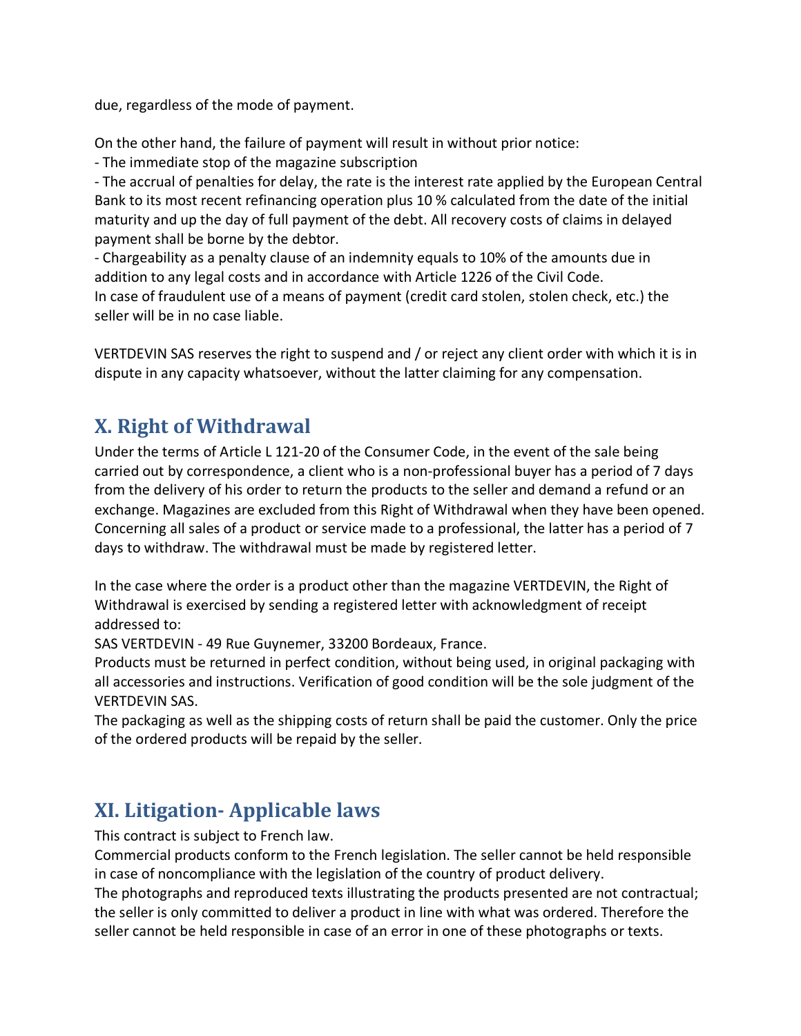due, regardless of the mode of payment.

On the other hand, the failure of payment will result in without prior notice:

- The immediate stop of the magazine subscription
- The accrual of penalties for delay, the rate is the interest rate applied by the European Central Bank to its most recent refinancing operation plus 10 % calculated from the date of the initial maturity and up the day of full payment of the debt. All recovery costs of claims in delayed payment shall be borne by the debtor.
- Chargeability as a penalty clause of an indemnity equals to 10% of the amounts due in addition to any legal costs and in accordance with Article 1226 of the Civil Code.

In case of fraudulent use of a means of payment (credit card stolen, stolen check, etc.) the seller will be in no case liable.

VERTDEVIN SAS reserves the right to suspend and / or reject any client order with which it is in dispute in any capacity whatsoever, without the latter claiming for any compensation.

## X. Right of Withdrawal

Under the terms of Article L 121-20 of the Consumer Code, in the event of the sale being carried out by correspondence, a client who is a non-professional buyer has a period of 7 days from the delivery of his order to return the products to the seller and demand a refund or an exchange. Magazines are excluded from this Right of Withdrawal when they have been opened. Concerning all sales of a product or service made to a professional, the latter has a period of 7 days to withdraw. The withdrawal must be made by registered letter.

In the case where the order is a product other than the magazine VERTDEVIN, the Right of Withdrawal is exercised by sending a registered letter with acknowledgment of receipt addressed to:

SAS VERTDEVIN - 49 Rue Guynemer, 33200 Bordeaux, France.

Products must be returned in perfect condition, without being used, in original packaging with all accessories and instructions. Verification of good condition will be the sole judgment of the VERTDEVIN SAS.

The packaging as well as the shipping costs of return shall be paid the customer. Only the price of the ordered products will be repaid by the seller.

## XI. Litigation- Applicable laws

This contract is subject to French law.

Commercial products conform to the French legislation. The seller cannot be held responsible in case of noncompliance with the legislation of the country of product delivery.

The photographs and reproduced texts illustrating the products presented are not contractual; the seller is only committed to deliver a product in line with what was ordered. Therefore the seller cannot be held responsible in case of an error in one of these photographs or texts.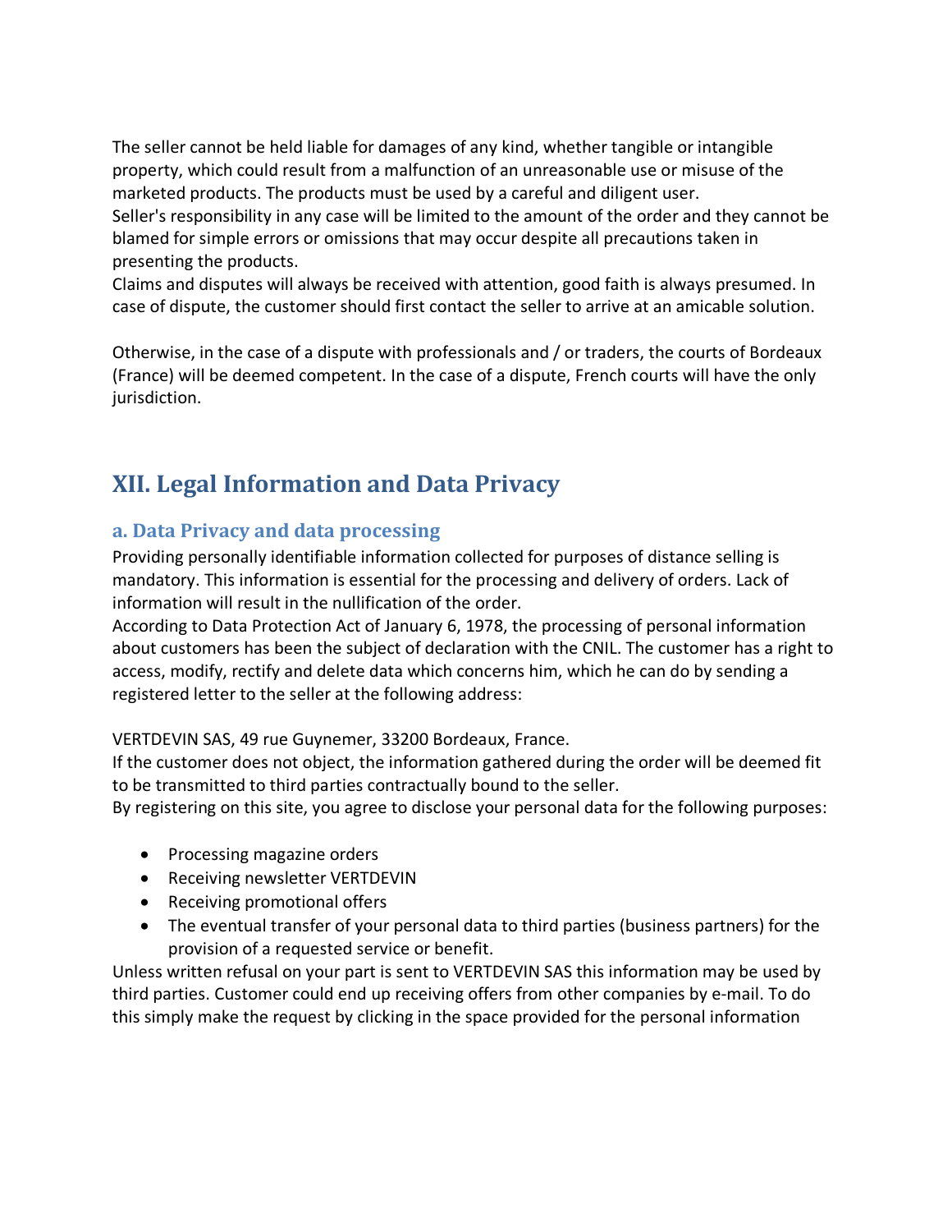The seller cannot be held liable for damages of any kind, whether tangible or intangible property, which could result from a malfunction of an unreasonable use or misuse of the marketed products. The products must be used by a careful and diligent user.
Seller's responsibility in any case will be limited to the amount of the order and they cannot be blamed for simple errors or omissions that may occur despite all precautions taken in presenting the products.
Claims and disputes will always be received with attention, good faith is always presumed. In case of dispute, the customer should first contact the seller to arrive at an amicable solution.

Otherwise, in the case of a dispute with professionals and / or traders, the courts of Bordeaux (France) will be deemed competent. In the case of a dispute, French courts will have the only jurisdiction.

# XII. Legal Information and Data Privacy

## a. Data Privacy and data processing

Providing personally identifiable information collected for purposes of distance selling is mandatory. This information is essential for the processing and delivery of orders. Lack of information will result in the nullification of the order.
According to Data Protection Act of January 6, 1978, the processing of personal information about customers has been the subject of declaration with the CNIL. The customer has a right to access, modify, rectify and delete data which concerns him, which he can do by sending a registered letter to the seller at the following address:

VERTDEVIN SAS, 49 rue Guynemer, 33200 Bordeaux, France.
If the customer does not object, the information gathered during the order will be deemed fit to be transmitted to third parties contractually bound to the seller.
By registering on this site, you agree to disclose your personal data for the following purposes:

- Processing magazine orders
- Receiving newsletter VERTDEVIN
- Receiving promotional offers
- The eventual transfer of your personal data to third parties (business partners) for the provision of a requested service or benefit.

Unless written refusal on your part is sent to VERTDEVIN SAS this information may be used by third parties. Customer could end up receiving offers from other companies by e-mail. To do this simply make the request by clicking in the space provided for the personal information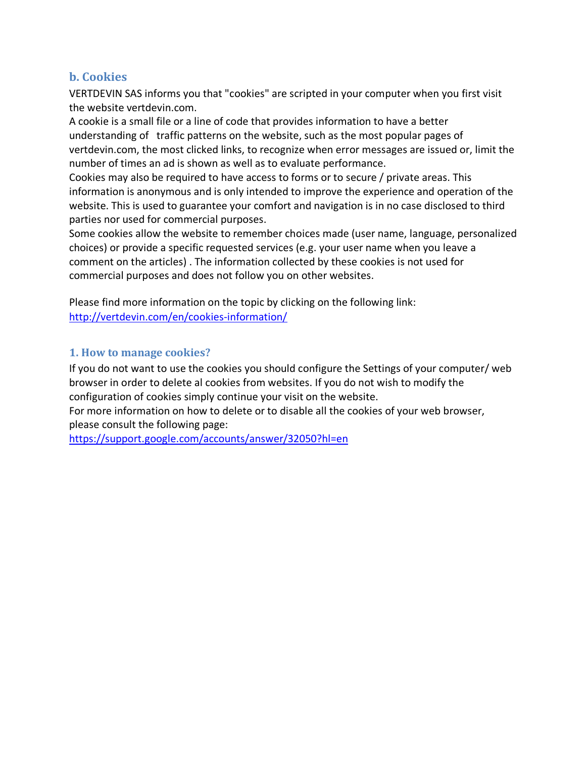## b. Cookies

VERTDEVIN SAS informs you that "cookies" are scripted in your computer when you first visit the website vertdevin.com.

A cookie is a small file or a line of code that provides information to have a better understanding of traffic patterns on the website, such as the most popular pages of vertdevin.com, the most clicked links, to recognize when error messages are issued or, limit the number of times an ad is shown as well as to evaluate performance.

Cookies may also be required to have access to forms or to secure / private areas. This information is anonymous and is only intended to improve the experience and operation of the website. This is used to guarantee your comfort and navigation is in no case disclosed to third parties nor used for commercial purposes.

Some cookies allow the website to remember choices made (user name, language, personalized choices) or provide a specific requested services (e.g. your user name when you leave a comment on the articles) . The information collected by these cookies is not used for commercial purposes and does not follow you on other websites.

Please find more information on the topic by clicking on the following link:
[http://vertdevin.com/en/cookies-information/](http://vertdevin.com/en/cookies-information/)

### 1. How to manage cookies?

If you do not want to use the cookies you should configure the Settings of your computer/ web browser in order to delete al cookies from websites. If you do not wish to modify the configuration of cookies simply continue your visit on the website.

For more information on how to delete or to disable all the cookies of your web browser, please consult the following page:
[https://support.google.com/accounts/answer/32050?hl=en](https://support.google.com/accounts/answer/32050?hl=en)